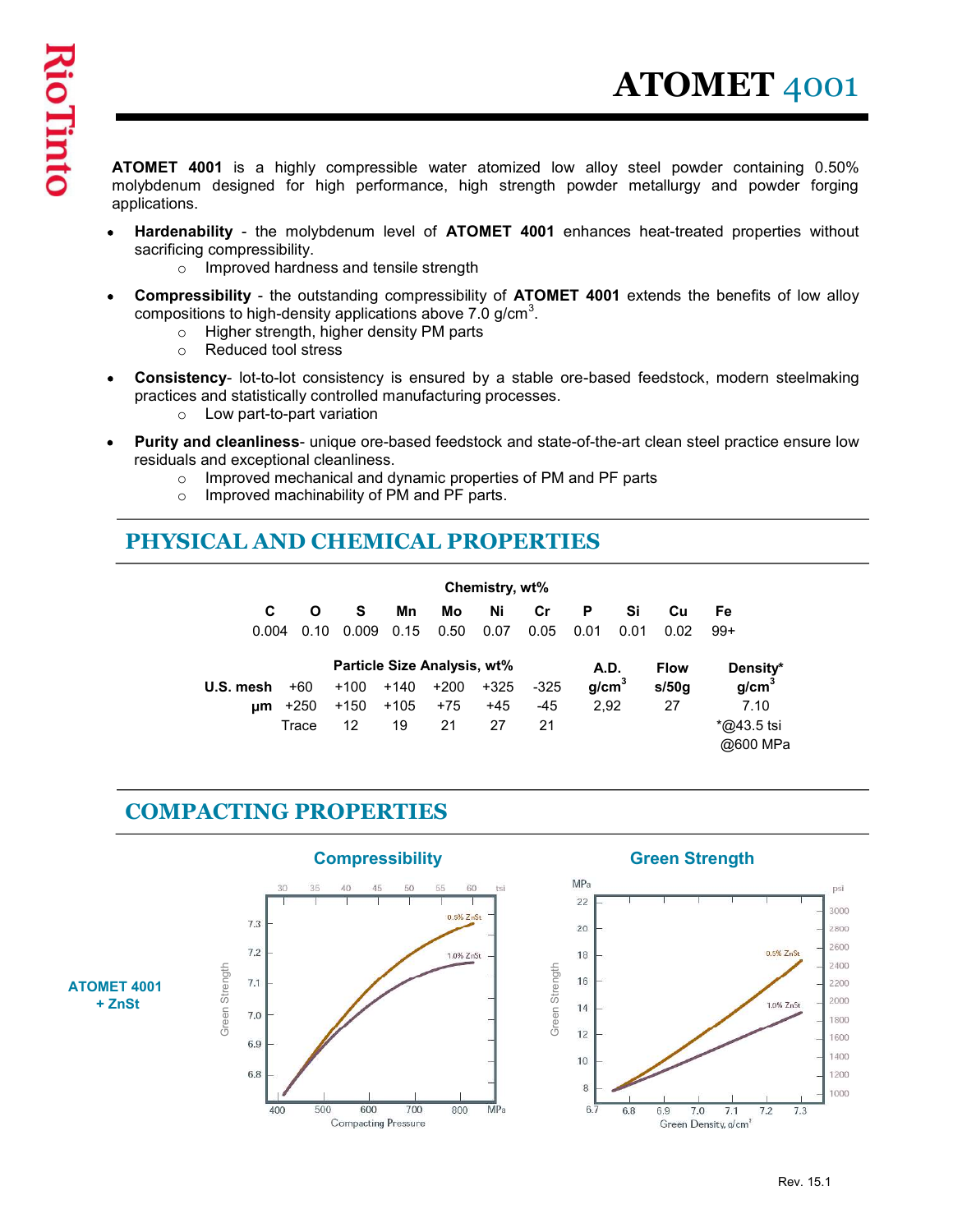# ATOMET 4001

**ATOMET 4001** is a highly compressible water atomized low alloy steel powder containing 0.50% molybdenum designed for high performance, high strength powder metallurgy and powder forging applications.

- **Hardenability** - the molybdenum level of **ATOMET 4001** enhances heat-treated properties without sacrificing compressibility.
  - Improved hardness and tensile strength
- **Compressibility** - the outstanding compressibility of **ATOMET 4001** extends the benefits of low alloy compositions to high-density applications above 7.0 g/cm$^3$.
  - Higher strength, higher density PM parts
  - Reduced tool stress
- **Consistency**- lot-to-lot consistency is ensured by a stable ore-based feedstock, modern steelmaking practices and statistically controlled manufacturing processes.
  - Low part-to-part variation
- **Purity and cleanliness**- unique ore-based feedstock and state-of-the-art clean steel practice ensure low residuals and exceptional cleanliness.
  - Improved mechanical and dynamic properties of PM and PF parts
  - Improved machinability of PM and PF parts.

## PHYSICAL AND CHEMICAL PROPERTIES

**Chemistry, wt%**

| C | O | S | Mn | Mo | Ni | Cr | P | Si | Cu | Fe |
|---|---|---|---|---|---|---|---|---|---|---|
| 0.004 | 0.10 | 0.009 | 0.15 | 0.50 | 0.07 | 0.05 | 0.01 | 0.01 | 0.02 | 99+ |

| | Particle Size Analysis, wt% | | | | | | A.D. | Flow | Density* |
|---|---|---|---|---|---|---|---|---|---|
| **U.S. mesh** | +60 | +100 | +140 | +200 | +325 | -325 | **g/cm$^3$** | **s/50g** | **g/cm$^3$** |
| **µm** | +250 | +150 | +105 | +75 | +45 | -45 | 2,92 | 27 | 7.10 |
| | Trace | 12 | 19 | 21 | 27 | 21 | | | *@43.5 tsi @600 MPa |

## COMPACTING PROPERTIES

**ATOMET 4001 + ZnSt**

**Compressibility**

**Green Strength**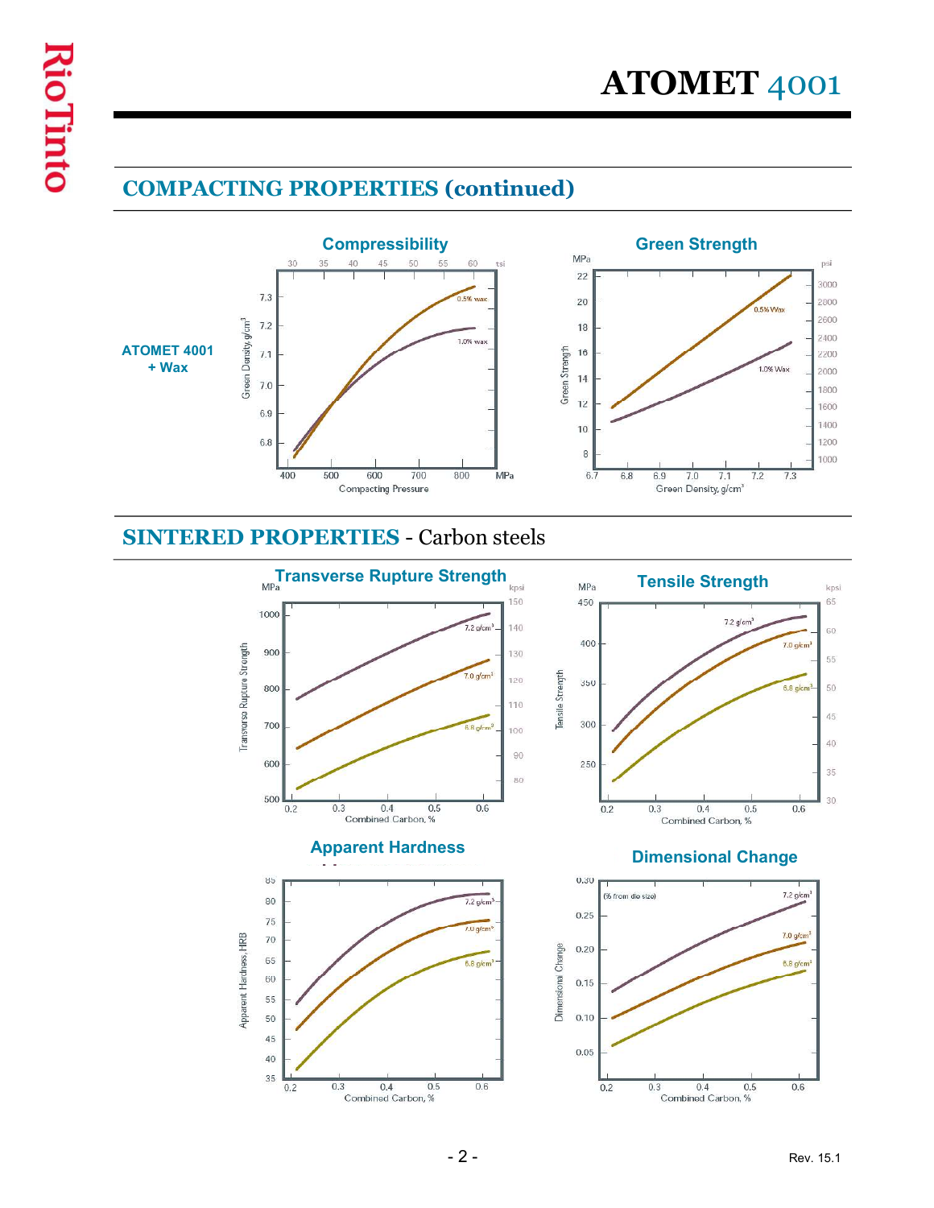## COMPACTING PROPERTIES (continued)

**ATOMET 4001 + Wax**

### Compressibility

30 35 40 45 50 55 60 tsi

Green Density, g/cm³

7.3, 7.2, 7.1, 7.0, 6.9, 6.8

0.5% wax

1.0% wax

400 500 600 700 800 MPa

Compacting Pressure

### Green Strength

MPa 22, 20, 18, 16, 14, 12, 10, 8

psi 3000, 2800, 2600, 2400, 2200, 2000, 1800, 1600, 1400, 1200, 1000

Green Strength

0.5% Wax

1.0% Wax

6.7 6.8 6.9 7.0 7.1 7.2 7.3

Green Density, g/cm³

## SINTERED PROPERTIES - Carbon steels

### Transverse Rupture Strength

MPa 1000, 900, 800, 700, 600, 500

kpsi 150, 140, 130, 120, 110, 100, 90, 80

Transverse Rupture Strength

7.2 g/cm³

7.0 g/cm³

6.8 g/cm³

0.2 0.3 0.4 0.5 0.6

Combined Carbon, %

### Tensile Strength

MPa 450, 400, 350, 300, 250

kpsi 65, 60, 55, 50, 45, 40, 35, 30

Tensile Strength

7.2 g/cm³

7.0 g/cm³

6.8 g/cm³

0.2 0.3 0.4 0.5 0.6

Combined Carbon, %

### Apparent Hardness

Apparent Hardness, HRB

85, 80, 75, 70, 65, 60, 55, 50, 45, 40, 35

7.2 g/cm³

7.0 g/cm³

6.8 g/cm³

0.2 0.3 0.4 0.5 0.6

Combined Carbon, %

### Dimensional Change

Dimensional Change

(% from die size)

0.30, 0.25, 0.20, 0.15, 0.10, 0.05

7.2 g/cm³

7.0 g/cm³

6.8 g/cm³

0.2 0.3 0.4 0.5 0.6

Combined Carbon, %

Rev. 15.1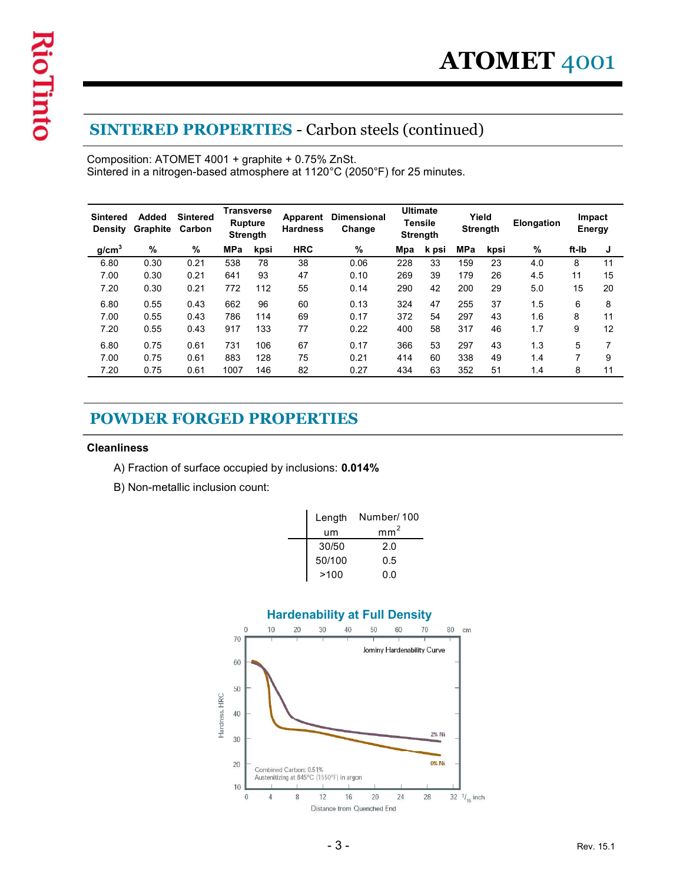# ATOMET 4001

## SINTERED PROPERTIES - Carbon steels (continued)

Composition: ATOMET 4001 + graphite + 0.75% ZnSt.
Sintered in a nitrogen-based atmosphere at 1120°C (2050°F) for 25 minutes.

| Sintered Density | Added Graphite | Sintered Carbon | Transverse Rupture Strength | | Apparent Hardness | Dimensional Change | Ultimate Tensile Strength | | Yield Strength | | Elongation | Impact Energy | |
|---|---|---|---|---|---|---|---|---|---|---|---|---|---|
| g/cm$^3$ | % | % | MPa | kpsi | HRC | % | Mpa | k psi | MPa | kpsi | % | ft-lb | J |
| 6.80 | 0.30 | 0.21 | 538 | 78 | 38 | 0.06 | 228 | 33 | 159 | 23 | 4.0 | 8 | 11 |
| 7.00 | 0.30 | 0.21 | 641 | 93 | 47 | 0.10 | 269 | 39 | 179 | 26 | 4.5 | 11 | 15 |
| 7.20 | 0.30 | 0.21 | 772 | 112 | 55 | 0.14 | 290 | 42 | 200 | 29 | 5.0 | 15 | 20 |
| 6.80 | 0.55 | 0.43 | 662 | 96 | 60 | 0.13 | 324 | 47 | 255 | 37 | 1.5 | 6 | 8 |
| 7.00 | 0.55 | 0.43 | 786 | 114 | 69 | 0.17 | 372 | 54 | 297 | 43 | 1.6 | 8 | 11 |
| 7.20 | 0.55 | 0.43 | 917 | 133 | 77 | 0.22 | 400 | 58 | 317 | 46 | 1.7 | 9 | 12 |
| 6.80 | 0.75 | 0.61 | 731 | 106 | 67 | 0.17 | 366 | 53 | 297 | 43 | 1.3 | 5 | 7 |
| 7.00 | 0.75 | 0.61 | 883 | 128 | 75 | 0.21 | 414 | 60 | 338 | 49 | 1.4 | 7 | 9 |
| 7.20 | 0.75 | 0.61 | 1007 | 146 | 82 | 0.27 | 434 | 63 | 352 | 51 | 1.4 | 8 | 11 |

## POWDER FORGED PROPERTIES

**Cleanliness**

A) Fraction of surface occupied by inclusions: **0.014%**

B) Non-metallic inclusion count:

| Length um | Number/ 100 mm$^2$ |
|---|---|
| 30/50 | 2.0 |
| 50/100 | 0.5 |
| >100 | 0.0 |

**Hardenability at Full Density**

Jominy Hardenability Curve

Combined Carbon: 0.51%
Austenitizing at 845°C (1550°F) in argon

2% Ni
0% Ni

Hardness, HRC

Distance from Quenched End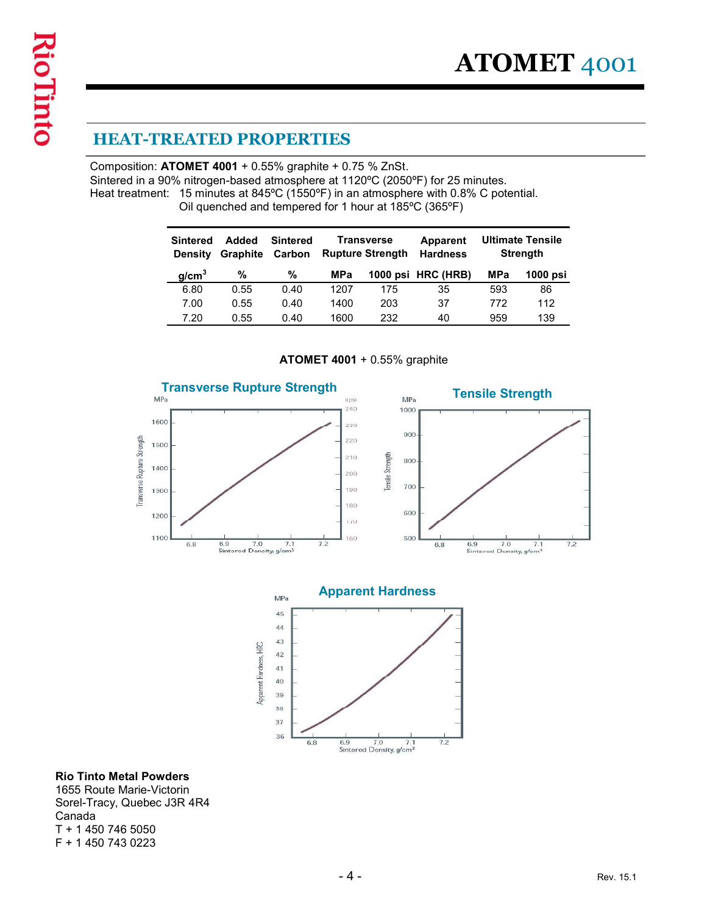# ATOMET 4001

## HEAT-TREATED PROPERTIES

Composition: **ATOMET 4001** + 0.55% graphite + 0.75 % ZnSt.
Sintered in a 90% nitrogen-based atmosphere at 1120ºC (2050ºF) for 25 minutes.
Heat treatment: 15 minutes at 845ºC (1550ºF) in an atmosphere with 0.8% C potential.
Oil quenched and tempered for 1 hour at 185ºC (365ºF)

| Sintered Density | Added Graphite | Sintered Carbon | Transverse Rupture Strength | | Apparent Hardness | Ultimate Tensile Strength | |
|---|---|---|---|---|---|---|---|
| g/cm$^3$ | % | % | MPa | 1000 psi | HRC (HRB) | MPa | 1000 psi |
| 6.80 | 0.55 | 0.40 | 1207 | 175 | 35 | 593 | 86 |
| 7.00 | 0.55 | 0.40 | 1400 | 203 | 37 | 772 | 112 |
| 7.20 | 0.55 | 0.40 | 1600 | 232 | 40 | 959 | 139 |

**ATOMET 4001** + 0.55% graphite

Transverse Rupture Strength

MPa

1600
1500
1400
1300
1200
1100

kpsi

240
230
220
210
200
190
180
170
160

Transverse Rupture Strength

6.8 6.9 7.0 7.1 7.2

Sintered Density, g/cm³

Tensile Strength

MPa

1000
900
800
700
600
500

Tensile Strength

6.8 6.9 7.0 7.1 7.2

Sintered Density, g/cm³

Apparent Hardness

MPa

45
44
43
42
41
40
39
38
37
36

Apparent Hardness, HRC

6.8 6.9 7.0 7.1 7.2

Sintered Density, g/cm³

**Rio Tinto Metal Powders**
1655 Route Marie-Victorin
Sorel-Tracy, Quebec J3R 4R4
Canada
T + 1 450 746 5050
F + 1 450 743 0223

Rev. 15.1